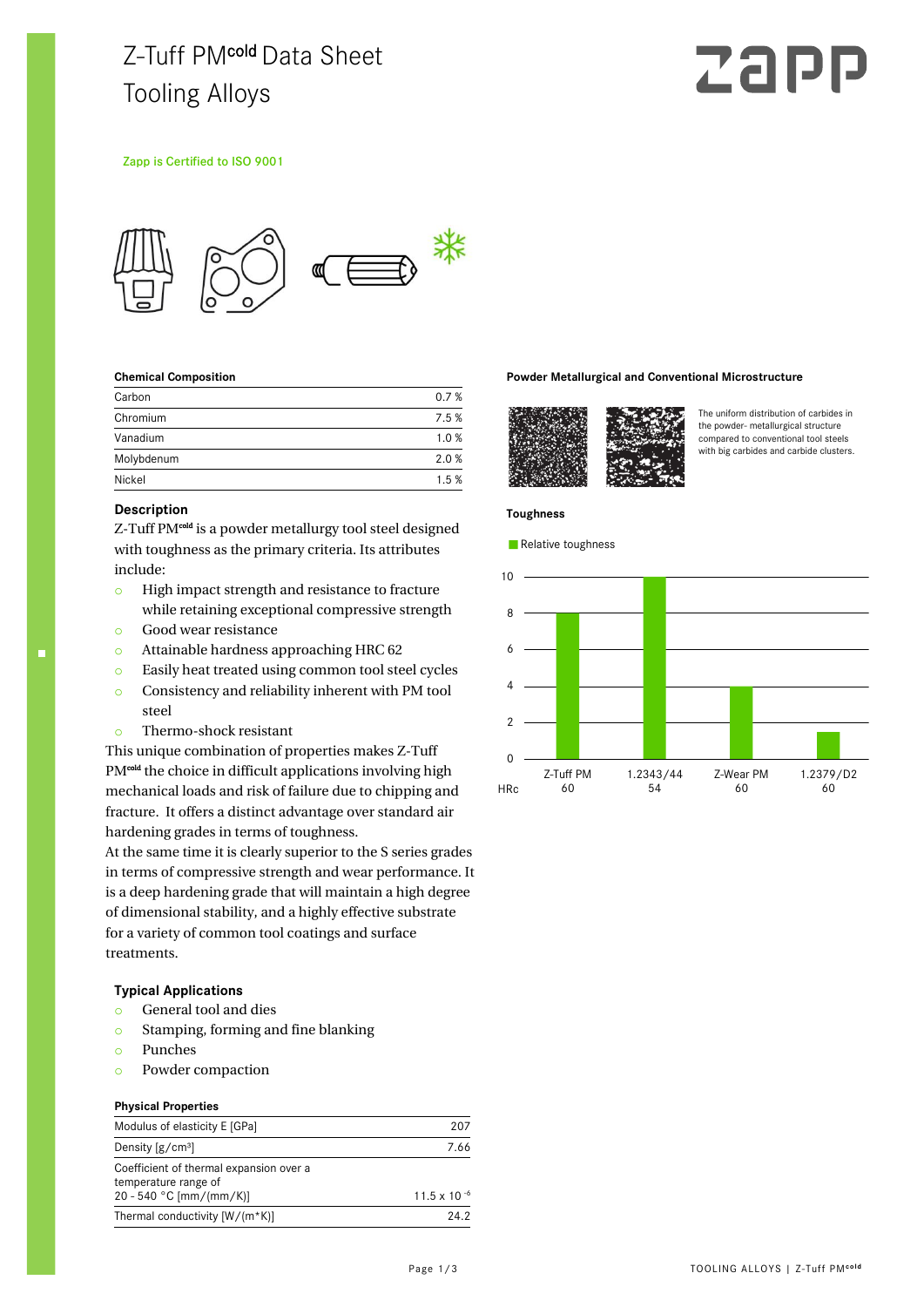# Z-Tuff PM[cold] Data Sheet
# Tooling Alloys

Zapp is Certified to ISO 9001

### Chemical Composition

| | |
|---|---|
| Carbon | 0.7 % |
| Chromium | 7.5 % |
| Vanadium | 1.0 % |
| Molybdenum | 2.0 % |
| Nickel | 1.5 % |

### Description

Z-Tuff PM[cold] is a powder metallurgy tool steel designed with toughness as the primary criteria. Its attributes include:

- High impact strength and resistance to fracture while retaining exceptional compressive strength
- Good wear resistance
- Attainable hardness approaching HRC 62
- Easily heat treated using common tool steel cycles
- Consistency and reliability inherent with PM tool steel
- Thermo-shock resistant

This unique combination of properties makes Z-Tuff PM[cold] the choice in difficult applications involving high mechanical loads and risk of failure due to chipping and fracture. It offers a distinct advantage over standard air hardening grades in terms of toughness.
At the same time it is clearly superior to the S series grades in terms of compressive strength and wear performance. It is a deep hardening grade that will maintain a high degree of dimensional stability, and a highly effective substrate for a variety of common tool coatings and surface treatments.

### Typical Applications

- General tool and dies
- Stamping, forming and fine blanking
- Punches
- Powder compaction

### Physical Properties

| | |
|---|---|
| Modulus of elasticity E [GPa] | 207 |
| Density [g/cm³] | 7.66 |
| Coefficient of thermal expansion over a temperature range of 20 - 540 °C [mm/(mm/K)] | $11.5 \times 10^{-6}$ |
| Thermal conductivity [W/(m*K)] | 24.2 |

### Powder Metallurgical and Conventional Microstructure

The uniform distribution of carbides in the powder- metallurgical structure compared to conventional tool steels with big carbides and carbide clusters.

### Toughness

Relative toughness

| Grade | HRc | Relative toughness |
|---|---|---|
| Z-Tuff PM | 60 | 8 |
| 1.2343/44 | 54 | 10 |
| Z-Wear PM | 60 | 4 |
| 1.2379/D2 | 60 | 1.5 |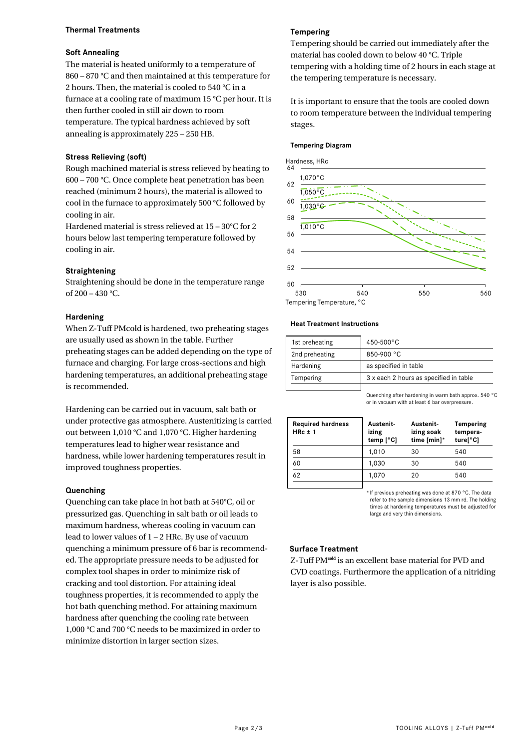## Thermal Treatments

### Soft Annealing

The material is heated uniformly to a temperature of 860 – 870 °C and then maintained at this temperature for 2 hours. Then, the material is cooled to 540 °C in a furnace at a cooling rate of maximum 15 °C per hour. It is then further cooled in still air down to room temperature. The typical hardness achieved by soft annealing is approximately 225 – 250 HB.

### Stress Relieving (soft)

Rough machined material is stress relieved by heating to 600 – 700 °C. Once complete heat penetration has been reached (minimum 2 hours), the material is allowed to cool in the furnace to approximately 500 °C followed by cooling in air.

Hardened material is stress relieved at 15 – 30°C for 2 hours below last tempering temperature followed by cooling in air.

### Straightening

Straightening should be done in the temperature range of 200 – 430 °C.

### Hardening

When Z-Tuff PMcold is hardened, two preheating stages are usually used as shown in the table. Further preheating stages can be added depending on the type of furnace and charging. For large cross-sections and high hardening temperatures, an additional preheating stage is recommended.

Hardening can be carried out in vacuum, salt bath or under protective gas atmosphere. Austenitizing is carried out between 1,010 °C and 1,070 °C. Higher hardening temperatures lead to higher wear resistance and hardness, while lower hardening temperatures result in improved toughness properties.

### Quenching

Quenching can take place in hot bath at 540°C, oil or pressurized gas. Quenching in salt bath or oil leads to maximum hardness, whereas cooling in vacuum can lead to lower values of 1 – 2 HRc. By use of vacuum quenching a minimum pressure of 6 bar is recommended. The appropriate pressure needs to be adjusted for complex tool shapes in order to minimize risk of cracking and tool distortion. For attaining ideal toughness properties, it is recommended to apply the hot bath quenching method. For attaining maximum hardness after quenching the cooling rate between 1,000 °C and 700 °C needs to be maximized in order to minimize distortion in larger section sizes.

### Tempering

Tempering should be carried out immediately after the material has cooled down to below 40 °C. Triple tempering with a holding time of 2 hours in each stage at the tempering temperature is necessary.

It is important to ensure that the tools are cooled down to room temperature between the individual tempering stages.

**Tempering Diagram**

Hardness, HRc (50–64) vs. Tempering Temperature, °C (530–560); curves for 1,070°C, 1,050°C, 1,030°C, 1,010°C

**Heat Treatment Instructions**

| | |
|---|---|
| 1st preheating | 450-500°C |
| 2nd preheating | 850-900 °C |
| Hardening | as specified in table |
| Tempering | 3 x each 2 hours as specified in table |

Quenching after hardening in warm bath approx. 540 °C or in vacuum with at least 6 bar overpressure.

| Required hardness HRc ± 1 | Austenitizing temp [°C] | Austenitizing soak time [min]* | Tempering temperature[°C] |
|---|---|---|---|
| 58 | 1,010 | 30 | 540 |
| 60 | 1,030 | 30 | 540 |
| 62 | 1,070 | 20 | 540 |

* If previous preheating was done at 870 °C. The data refer to the sample dimensions 13 mm rd. The holding times at hardening temperatures must be adjusted for large and very thin dimensions.

### Surface Treatment

Z-Tuff PM[cold] is an excellent base material for PVD and CVD coatings. Furthermore the application of a nitriding layer is also possible.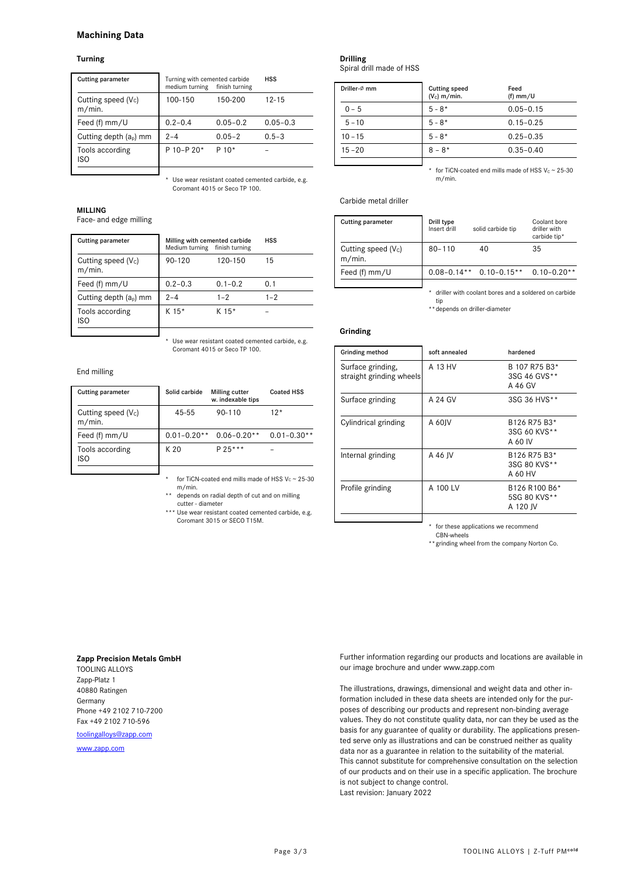## Machining Data

### Turning

| Cutting parameter | Turning with cemented carbide medium turning | finish turning | HSS |
|---|---|---|---|
| Cutting speed ($V_C$) m/min. | 100-150 | 150-200 | 12-15 |
| Feed (f) mm/U | 0.2–0.4 | 0.05–0.2 | 0.05–0.3 |
| Cutting depth ($a_p$) mm | 2–4 | 0.05–2 | 0.5–3 |
| Tools according ISO | P 10–P 20* | P 10* | – |

* Use wear resistant coated cemented carbide, e.g. Coromant 4015 or Seco TP 100.

### MILLING

Face- and edge milling

| Cutting parameter | Milling with cemented carbide Medium turning | finish turning | HSS |
|---|---|---|---|
| Cutting speed ($V_C$) m/min. | 90-120 | 120-150 | 15 |
| Feed (f) mm/U | 0.2–0.3 | 0.1–0.2 | 0.1 |
| Cutting depth ($a_p$) mm | 2–4 | 1–2 | 1–2 |
| Tools according ISO | K 15* | K 15* | – |

* Use wear resistant coated cemented carbide, e.g. Coromant 4015 or Seco TP 100.

End milling

| Cutting parameter | Solid carbide | Milling cutter w. indexable tips | Coated HSS |
|---|---|---|---|
| Cutting speed ($V_C$) m/min. | 45-55 | 90-110 | 12* |
| Feed (f) mm/U | 0.01–0.20** | 0.06–0.20** | 0.01–0.30** |
| Tools according ISO | K 20 | P 25*** | – |

* for TiCN-coated end mills made of HSS $V_C$ ~ 25-30 m/min.
** depends on radial depth of cut and on milling cutter - diameter
*** Use wear resistant coated cemented carbide, e.g. Coromant 3015 or SECO T15M.

### Drilling

Spiral drill made of HSS

| Driller-∅ mm | Cutting speed ($V_C$) m/min. | Feed (f) mm/U |
|---|---|---|
| 0 – 5 | 5 - 8* | 0.05–0.15 |
| 5 – 10 | 5 - 8* | 0.15–0.25 |
| 10 – 15 | 5 - 8* | 0.25–0.35 |
| 15 – 20 | 8 – 8* | 0.35–0.40 |

* for TiCN-coated end mills made of HSS $V_C$ ~ 25-30 m/min.

Carbide metal driller

| Cutting parameter | Drill type Insert drill | solid carbide tip | Coolant bore driller with carbide tip* |
|---|---|---|---|
| Cutting speed ($V_C$) m/min. | 80–110 | 40 | 35 |
| Feed (f) mm/U | 0.08–0.14** | 0.10–0.15** | 0.10–0.20** |

* driller with coolant bores and a soldered on carbide tip
** depends on driller-diameter

### Grinding

| Grinding method | soft annealed | hardened |
|---|---|---|
| Surface grinding, straight grinding wheels | A 13 HV | B 107 R75 B3* 3SG 46 GVS** A 46 GV |
| Surface grinding | A 24 GV | 3SG 36 HVS** |
| Cylindrical grinding | A 60JV | B126 R75 B3* 3SG 60 KVS** A 60 IV |
| Internal grinding | A 46 JV | B126 R75 B3* 3SG 80 KVS** A 60 HV |
| Profile grinding | A 100 LV | B126 R100 B6* 5SG 80 KVS** A 120 JV |

* for these applications we recommend CBN-wheels
** grinding wheel from the company Norton Co.

**Zapp Precision Metals GmbH**
TOOLING ALLOYS
Zapp-Platz 1
40880 Ratingen
Germany
Phone +49 2102 710-7200
Fax +49 2102 710-596
toolingalloys@zapp.com
www.zapp.com

Further information regarding our products and locations are available in our image brochure and under www.zapp.com

The illustrations, drawings, dimensional and weight data and other information included in these data sheets are intended only for the purposes of describing our products and represent non-binding average values. They do not constitute quality data, nor can they be used as the basis for any guarantee of quality or durability. The applications presented serve only as illustrations and can be construed neither as quality data nor as a guarantee in relation to the suitability of the material. This cannot substitute for comprehensive consultation on the selection of our products and on their use in a specific application. The brochure is not subject to change control.
Last revision: January 2022